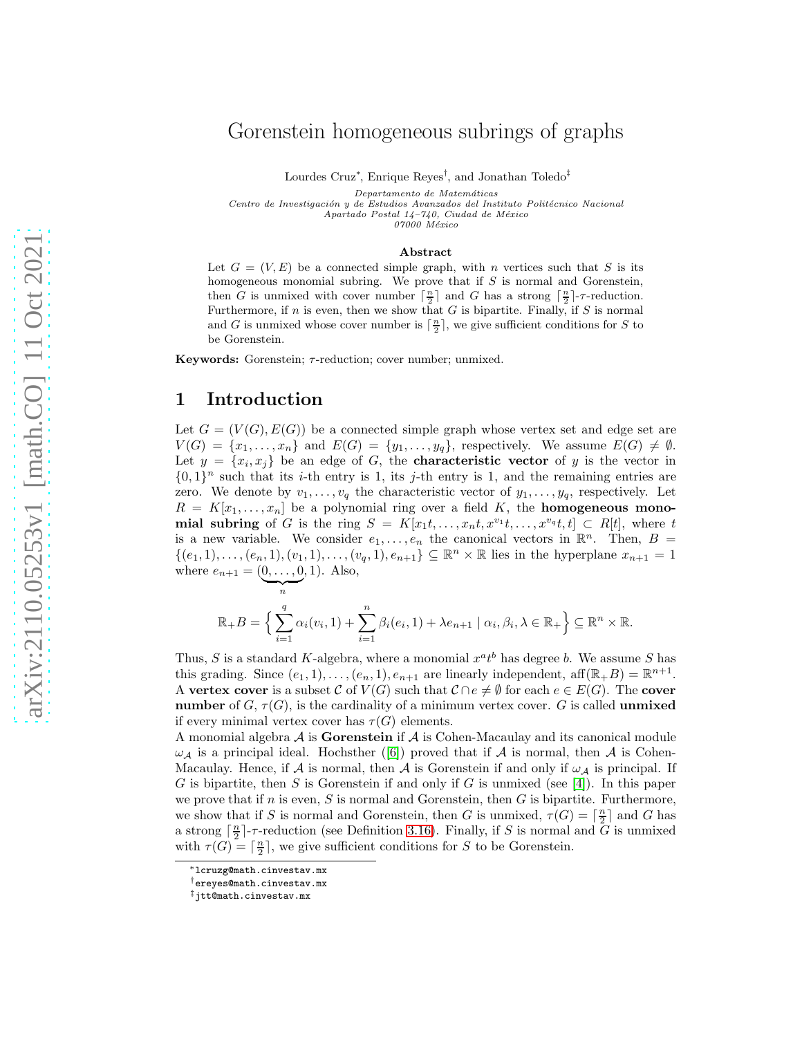# Gorenstein homogeneous subrings of graphs

Lourdes Cruz*, Enrique Reyes†, and Jonathan Toledo‡

*Departamento de Matemáticas*
*Centro de Investigación y de Estudios Avanzados del Instituto Politécnico Nacional*
*Apartado Postal 14–740, Ciudad de México*
*07000 México*

### Abstract

Let $G = (V, E)$ be a connected simple graph, with $n$ vertices such that $S$ is its homogeneous monomial subring. We prove that if $S$ is normal and Gorenstein, then $G$ is unmixed with cover number $\lceil \frac{n}{2} \rceil$ and $G$ has a strong $\lceil \frac{n}{2} \rceil$-$\tau$-reduction. Furthermore, if $n$ is even, then we show that $G$ is bipartite. Finally, if $S$ is normal and $G$ is unmixed whose cover number is $\lceil \frac{n}{2} \rceil$, we give sufficient conditions for $S$ to be Gorenstein.

**Keywords:** Gorenstein; $\tau$-reduction; cover number; unmixed.

## 1 Introduction

Let $G = (V(G), E(G))$ be a connected simple graph whose vertex set and edge set are $V(G) = \{x_1, \ldots, x_n\}$ and $E(G) = \{y_1, \ldots, y_q\}$, respectively. We assume $E(G) \neq \emptyset$. Let $y = \{x_i, x_j\}$ be an edge of $G$, the **characteristic vector** of $y$ is the vector in $\{0,1\}^n$ such that its $i$-th entry is 1, its $j$-th entry is 1, and the remaining entries are zero. We denote by $v_1, \ldots, v_q$ the characteristic vector of $y_1, \ldots, y_q$, respectively. Let $R = K[x_1, \ldots, x_n]$ be a polynomial ring over a field $K$, the **homogeneous monomial subring** of $G$ is the ring $S = K[x_1t, \ldots, x_nt, x^{v_1}t, \ldots, x^{v_q}t, t] \subset R[t]$, where $t$ is a new variable. We consider $e_1, \ldots, e_n$ the canonical vectors in $\mathbb{R}^n$. Then, $B = \{(e_1, 1), \ldots, (e_n, 1), (v_1, 1), \ldots, (v_q, 1), e_{n+1}\} \subseteq \mathbb{R}^n \times \mathbb{R}$ lies in the hyperplane $x_{n+1} = 1$ where $e_{n+1} = (\underbrace{0, \ldots, 0}_{n}, 1)$. Also,

$$\mathbb{R}_+B = \Big\{ \sum_{i=1}^{q} \alpha_i (v_i, 1) + \sum_{i=1}^{n} \beta_i (e_i, 1) + \lambda e_{n+1} \mid \alpha_i, \beta_i, \lambda \in \mathbb{R}_+ \Big\} \subseteq \mathbb{R}^n \times \mathbb{R}.$$

Thus, $S$ is a standard $K$-algebra, where a monomial $x^a t^b$ has degree $b$. We assume $S$ has this grading. Since $(e_1, 1), \ldots, (e_n, 1), e_{n+1}$ are linearly independent, $\text{aff}(\mathbb{R}_+B) = \mathbb{R}^{n+1}$. A **vertex cover** is a subset $\mathcal{C}$ of $V(G)$ such that $\mathcal{C} \cap e \neq \emptyset$ for each $e \in E(G)$. The **cover number** of $G$, $\tau(G)$, is the cardinality of a minimum vertex cover. $G$ is called **unmixed** if every minimal vertex cover has $\tau(G)$ elements.

A monomial algebra $\mathcal{A}$ is **Gorenstein** if $\mathcal{A}$ is Cohen-Macaulay and its canonical module $\omega_{\mathcal{A}}$ is a principal ideal. Hochsther ([6]) proved that if $\mathcal{A}$ is normal, then $\mathcal{A}$ is Cohen-Macaulay. Hence, if $\mathcal{A}$ is normal, then $\mathcal{A}$ is Gorenstein if and only if $\omega_{\mathcal{A}}$ is principal. If $G$ is bipartite, then $S$ is Gorenstein if and only if $G$ is unmixed (see [4]). In this paper we prove that if $n$ is even, $S$ is normal and Gorenstein, then $G$ is bipartite. Furthermore, we show that if $S$ is normal and Gorenstein, then $G$ is unmixed, $\tau(G) = \lceil \frac{n}{2} \rceil$ and $G$ has a strong $\lceil \frac{n}{2} \rceil$-$\tau$-reduction (see Definition 3.16). Finally, if $S$ is normal and $G$ is unmixed with $\tau(G) = \lceil \frac{n}{2} \rceil$, we give sufficient conditions for $S$ to be Gorenstein.

---

*lcruzg@math.cinvestav.mx
†ereyes@math.cinvestav.mx
‡jtt@math.cinvestav.mx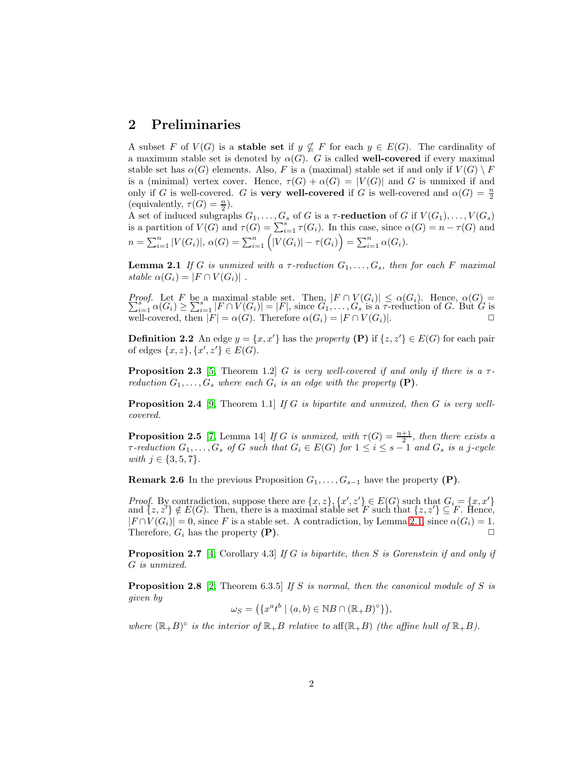## 2 Preliminaries

A subset $F$ of $V(G)$ is a **stable set** if $y \nsubseteq F$ for each $y \in E(G)$. The cardinality of a maximum stable set is denoted by $\alpha(G)$. $G$ is called **well-covered** if every maximal stable set has $\alpha(G)$ elements. Also, $F$ is a (maximal) stable set if and only if $V(G) \setminus F$ is a (minimal) vertex cover. Hence, $\tau(G) + \alpha(G) = |V(G)|$ and $G$ is unmixed if and only if $G$ is well-covered. $G$ is **very well-covered** if $G$ is well-covered and $\alpha(G) = \frac{n}{2}$ (equivalently, $\tau(G) = \frac{n}{2}$).

A set of induced subgraphs $G_1, \ldots, G_s$ of $G$ is a $\tau$**-reduction** of $G$ if $V(G_1), \ldots, V(G_s)$ is a partition of $V(G)$ and $\tau(G) = \sum_{i=1}^{s} \tau(G_i)$. In this case, since $\alpha(G) = n - \tau(G)$ and $n = \sum_{i=1}^{n} |V(G_i)|$, $\alpha(G) = \sum_{i=1}^{n} \Big(|V(G_i)| - \tau(G_i)\Big) = \sum_{i=1}^{n} \alpha(G_i)$.

**Lemma 2.1** *If $G$ is unmixed with a $\tau$-reduction $G_1, \ldots, G_s$, then for each $F$ maximal stable $\alpha(G_i) = |F \cap V(G_i)|$ .*

*Proof.* Let $F$ be a maximal stable set. Then, $|F \cap V(G_i)| \leq \alpha(G_i)$. Hence, $\alpha(G) = \sum_{i=1}^{s} \alpha(G_i) \geq \sum_{i=1}^{s} |F \cap V(G_i)| = |F|$, since $G_1, \ldots, G_s$ is a $\tau$-reduction of $G$. But $G$ is well-covered, then $|F| = \alpha(G)$. Therefore $\alpha(G_i) = |F \cap V(G_i)|$. $\Box$

**Definition 2.2** An edge $y = \{x, x'\}$ has the *property* **(P)** if $\{z, z'\} \in E(G)$ for each pair of edges $\{x, z\}, \{x', z'\} \in E(G)$.

**Proposition 2.3** [5, Theorem 1.2] *$G$ is very well-covered if and only if there is a $\tau$-reduction $G_1, \ldots, G_s$ where each $G_i$ is an edge with the property* **(P)**.

**Proposition 2.4** [9, Theorem 1.1] *If $G$ is bipartite and unmixed, then $G$ is very well-covered.*

**Proposition 2.5** [7, Lemma 14] *If $G$ is unmixed, with $\tau(G) = \frac{n+1}{2}$, then there exists a $\tau$-reduction $G_1, \ldots, G_s$ of $G$ such that $G_i \in E(G)$ for $1 \leq i \leq s-1$ and $G_s$ is a $j$-cycle with $j \in \{3, 5, 7\}$.*

**Remark 2.6** In the previous Proposition $G_1, \ldots, G_{s-1}$ have the property **(P)**.

*Proof.* By contradiction, suppose there are $\{x, z\}, \{x', z'\} \in E(G)$ such that $G_i = \{x, x'\}$ and $\{z, z'\} \notin E(G)$. Then, there is a maximal stable set $F$ such that $\{z, z'\} \subseteq F$. Hence, $|F \cap V(G_i)| = 0$, since $F$ is a stable set. A contradiction, by Lemma 2.1, since $\alpha(G_i) = 1$. Therefore, $G_i$ has the property **(P)**. $\Box$

**Proposition 2.7** [4, Corollary 4.3] *If $G$ is bipartite, then $S$ is Gorenstein if and only if $G$ is unmixed.*

**Proposition 2.8** [2, Theorem 6.3.5] *If $S$ is normal, then the canonical module of $S$ is given by*

$$\omega_S = \big(\{x^a t^b \mid (a, b) \in \mathbb{N}B \cap (\mathbb{R}_+ B)^\circ\}\big),$$

*where $(\mathbb{R}_+ B)^\circ$ is the interior of $\mathbb{R}_+ B$ relative to $\text{aff}(\mathbb{R}_+ B)$ (the affine hull of $\mathbb{R}_+ B$).*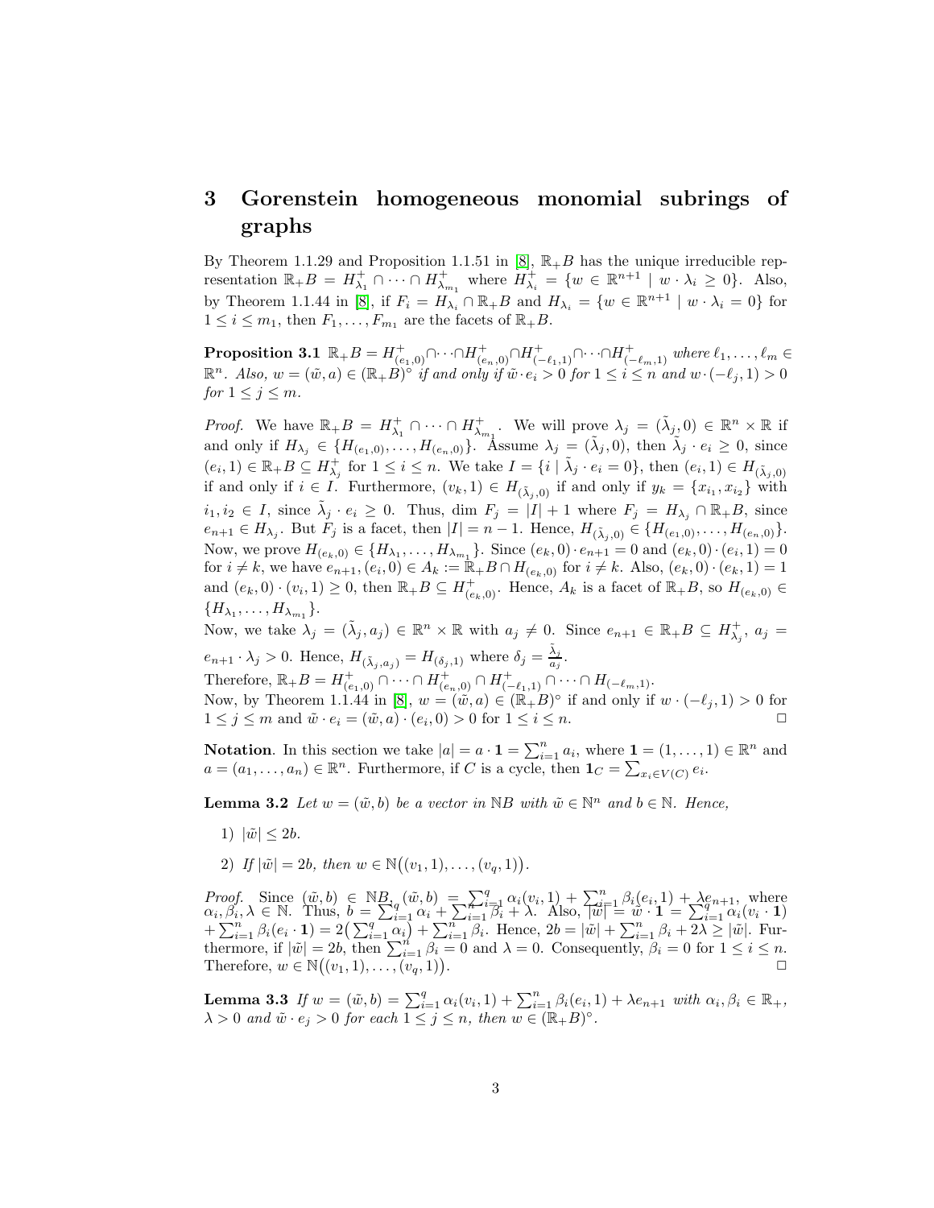# 3 Gorenstein homogeneous monomial subrings of graphs

By Theorem 1.1.29 and Proposition 1.1.51 in [8], $\mathbb{R}_+B$ has the unique irreducible representation $\mathbb{R}_+B = H^+_{\lambda_1} \cap \cdots \cap H^+_{\lambda_{m_1}}$ where $H^+_{\lambda_i} = \{w \in \mathbb{R}^{n+1} \mid w \cdot \lambda_i \geq 0\}$. Also, by Theorem 1.1.44 in [8], if $F_i = H_{\lambda_i} \cap \mathbb{R}_+B$ and $H_{\lambda_i} = \{w \in \mathbb{R}^{n+1} \mid w \cdot \lambda_i = 0\}$ for $1 \leq i \leq m_1$, then $F_1, \ldots, F_{m_1}$ are the facets of $\mathbb{R}_+B$.

**Proposition 3.1** *$\mathbb{R}_+B = H^+_{(e_1,0)} \cap \cdots \cap H^+_{(e_n,0)} \cap H^+_{(-\ell_1,1)} \cap \cdots \cap H^+_{(-\ell_m,1)}$ where $\ell_1, \ldots, \ell_m \in \mathbb{R}^n$. Also, $w = (\tilde{w}, a) \in (\mathbb{R}_+B)^\circ$ if and only if $\tilde{w} \cdot e_i > 0$ for $1 \leq i \leq n$ and $w \cdot (-\ell_j, 1) > 0$ for $1 \leq j \leq m$.*

*Proof.* We have $\mathbb{R}_+B = H^+_{\lambda_1} \cap \cdots \cap H^+_{\lambda_{m_1}}$. We will prove $\lambda_j = (\tilde{\lambda}_j, 0) \in \mathbb{R}^n \times \mathbb{R}$ if and only if $H_{\lambda_j} \in \{H_{(e_1,0)}, \ldots, H_{(e_n,0)}\}$. Assume $\lambda_j = (\tilde{\lambda}_j, 0)$, then $\tilde{\lambda}_j \cdot e_i \geq 0$, since $(e_i, 1) \in \mathbb{R}_+B \subseteq H^+_{\lambda_j}$ for $1 \leq i \leq n$. We take $I = \{i \mid \tilde{\lambda}_j \cdot e_i = 0\}$, then $(e_i, 1) \in H_{(\tilde{\lambda}_j,0)}$ if and only if $i \in I$. Furthermore, $(v_k, 1) \in H_{(\tilde{\lambda}_j,0)}$ if and only if $y_k = \{x_{i_1}, x_{i_2}\}$ with $i_1, i_2 \in I$, since $\tilde{\lambda}_j \cdot e_i \geq 0$. Thus, $\dim F_j = |I| + 1$ where $F_j = H_{\lambda_j} \cap \mathbb{R}_+B$, since $e_{n+1} \in H_{\lambda_j}$. But $F_j$ is a facet, then $|I| = n-1$. Hence, $H_{(\tilde{\lambda}_j,0)} \in \{H_{(e_1,0)}, \ldots, H_{(e_n,0)}\}$. Now, we prove $H_{(e_k,0)} \in \{H_{\lambda_1}, \ldots, H_{\lambda_{m_1}}\}$. Since $(e_k, 0) \cdot e_{n+1} = 0$ and $(e_k, 0) \cdot (e_i, 1) = 0$ for $i \neq k$, we have $e_{n+1}, (e_i, 0) \in A_k := \mathbb{R}_+B \cap H_{(e_k,0)}$ for $i \neq k$. Also, $(e_k, 0) \cdot (e_k, 1) = 1$ and $(e_k, 0) \cdot (v_i, 1) \geq 0$, then $\mathbb{R}_+B \subseteq H^+_{(e_k,0)}$. Hence, $A_k$ is a facet of $\mathbb{R}_+B$, so $H_{(e_k,0)} \in \{H_{\lambda_1}, \ldots, H_{\lambda_{m_1}}\}$.

Now, we take $\lambda_j = (\tilde{\lambda}_j, a_j) \in \mathbb{R}^n \times \mathbb{R}$ with $a_j \neq 0$. Since $e_{n+1} \in \mathbb{R}_+B \subseteq H^+_{\lambda_j}$, $a_j = e_{n+1} \cdot \lambda_j > 0$. Hence, $H_{(\tilde{\lambda}_j, a_j)} = H_{(\delta_j,1)}$ where $\delta_j = \frac{\tilde{\lambda}_j}{a_j}$.

Therefore, $\mathbb{R}_+B = H^+_{(e_1,0)} \cap \cdots \cap H^+_{(e_n,0)} \cap H^+_{(-\ell_1,1)} \cap \cdots \cap H_{(-\ell_m,1)}$.

Now, by Theorem 1.1.44 in [8], $w = (\tilde{w}, a) \in (\mathbb{R}_+B)^\circ$ if and only if $w \cdot (-\ell_j, 1) > 0$ for $1 \leq j \leq m$ and $\tilde{w} \cdot e_i = (\tilde{w}, a) \cdot (e_i, 0) > 0$ for $1 \leq i \leq n$. $\square$

**Notation**. In this section we take $|a| = a \cdot \mathbf{1} = \sum_{i=1}^n a_i$, where $\mathbf{1} = (1, \ldots, 1) \in \mathbb{R}^n$ and $a = (a_1, \ldots, a_n) \in \mathbb{R}^n$. Furthermore, if $C$ is a cycle, then $\mathbf{1}_C = \sum_{x_i \in V(C)} e_i$.

**Lemma 3.2** *Let $w = (\tilde{w}, b)$ be a vector in $\mathbb{N}B$ with $\tilde{w} \in \mathbb{N}^n$ and $b \in \mathbb{N}$. Hence,*

1) $|\tilde{w}| \leq 2b$.

2) *If $|\tilde{w}| = 2b$, then $w \in \mathbb{N}\big((v_1, 1), \ldots, (v_q, 1)\big)$.*

*Proof.* Since $(\tilde{w}, b) \in \mathbb{N}B$, $(\tilde{w}, b) = \sum_{i=1}^q \alpha_i (v_i, 1) + \sum_{i=1}^n \beta_i (e_i, 1) + \lambda e_{n+1}$, where $\alpha_i, \beta_i, \lambda \in \mathbb{N}$. Thus, $b = \sum_{i=1}^q \alpha_i + \sum_{i=1}^n \beta_i + \lambda$. Also, $|\tilde{w}| = \tilde{w} \cdot \mathbf{1} = \sum_{i=1}^q \alpha_i (v_i \cdot \mathbf{1}) + \sum_{i=1}^n \beta_i (e_i \cdot \mathbf{1}) = 2\big(\sum_{i=1}^q \alpha_i\big) + \sum_{i=1}^n \beta_i$. Hence, $2b = |\tilde{w}| + \sum_{i=1}^n \beta_i + 2\lambda \geq |\tilde{w}|$. Furthermore, if $|\tilde{w}| = 2b$, then $\sum_{i=1}^n \beta_i = 0$ and $\lambda = 0$. Consequently, $\beta_i = 0$ for $1 \leq i \leq n$. Therefore, $w \in \mathbb{N}\big((v_1, 1), \ldots, (v_q, 1)\big)$. $\square$

**Lemma 3.3** *If $w = (\tilde{w}, b) = \sum_{i=1}^q \alpha_i (v_i, 1) + \sum_{i=1}^n \beta_i (e_i, 1) + \lambda e_{n+1}$ with $\alpha_i, \beta_i \in \mathbb{R}_+$, $\lambda > 0$ and $\tilde{w} \cdot e_j > 0$ for each $1 \leq j \leq n$, then $w \in (\mathbb{R}_+B)^\circ$.*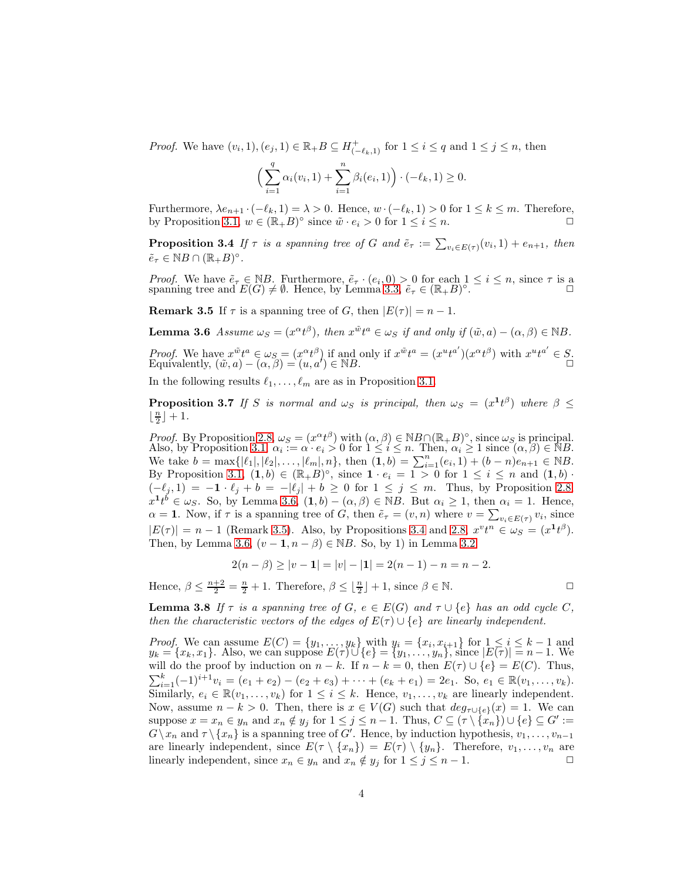*Proof.* We have $(v_i, 1), (e_j, 1) \in \mathbb{R}_+B \subseteq H^+_{(-\ell_k,1)}$ for $1 \leq i \leq q$ and $1 \leq j \leq n$, then

$$\Big(\sum_{i=1}^{q} \alpha_i(v_i, 1) + \sum_{i=1}^{n} \beta_i(e_i, 1)\Big) \cdot (-\ell_k, 1) \geq 0.$$

Furthermore, $\lambda e_{n+1} \cdot (-\ell_k, 1) = \lambda > 0$. Hence, $w \cdot (-\ell_k, 1) > 0$ for $1 \leq k \leq m$. Therefore, by Proposition 3.1, $w \in (\mathbb{R}_+B)^\circ$ since $\tilde{w} \cdot e_i > 0$ for $1 \leq i \leq n$. $\square$

**Proposition 3.4** *If $\tau$ is a spanning tree of $G$ and $\tilde{e}_\tau := \sum_{v_i \in E(\tau)}(v_i, 1) + e_{n+1}$, then $\tilde{e}_\tau \in \mathbb{N}B \cap (\mathbb{R}_+B)^\circ$.*

*Proof.* We have $\tilde{e}_\tau \in \mathbb{N}B$. Furthermore, $\tilde{e}_\tau \cdot (e_i, 0) > 0$ for each $1 \leq i \leq n$, since $\tau$ is a spanning tree and $E(G) \neq \emptyset$. Hence, by Lemma 3.3, $\tilde{e}_\tau \in (\mathbb{R}_+B)^\circ$. $\square$

**Remark 3.5** If $\tau$ is a spanning tree of $G$, then $|E(\tau)| = n - 1$.

**Lemma 3.6** *Assume $\omega_S = (x^\alpha t^\beta)$, then $x^{\tilde{w}}t^a \in \omega_S$ if and only if $(\tilde{w}, a) - (\alpha, \beta) \in \mathbb{N}B$.*

*Proof.* We have $x^{\tilde{w}}t^a \in \omega_S = (x^\alpha t^\beta)$ if and only if $x^{\tilde{w}}t^a = (x^u t^{a'})(x^\alpha t^\beta)$ with $x^u t^{a'} \in S$. Equivalently, $(\tilde{w}, a) - (\alpha, \beta) = (u, a') \in \mathbb{N}B$. $\square$

In the following results $\ell_1, \ldots, \ell_m$ are as in Proposition 3.1.

**Proposition 3.7** *If $S$ is normal and $\omega_S$ is principal, then $\omega_S = (x^{\mathbf{1}}t^\beta)$ where $\beta \leq \lfloor \frac{n}{2} \rfloor + 1$.*

*Proof.* By Proposition 2.8, $\omega_S = (x^\alpha t^\beta)$ with $(\alpha, \beta) \in \mathbb{N}B \cap (\mathbb{R}_+B)^\circ$, since $\omega_S$ is principal. Also, by Proposition 3.1, $\alpha_i := \alpha \cdot e_i > 0$ for $1 \leq i \leq n$. Then, $\alpha_i \geq 1$ since $(\alpha, \beta) \in \mathbb{N}B$. We take $b = \max\{|\ell_1|, |\ell_2|, \ldots, |\ell_m|, n\}$, then $(\mathbf{1}, b) = \sum_{i=1}^{n}(e_i, 1) + (b - n)e_{n+1} \in \mathbb{N}B$. By Proposition 3.1, $(\mathbf{1}, b) \in (\mathbb{R}_+B)^\circ$, since $\mathbf{1} \cdot e_i = 1 > 0$ for $1 \leq i \leq n$ and $(\mathbf{1}, b) \cdot (-\ell_j, 1) = -\mathbf{1} \cdot \ell_j + b = -|\ell_j| + b \geq 0$ for $1 \leq j \leq m$. Thus, by Proposition 2.8, $x^{\mathbf{1}}t^b \in \omega_S$. So, by Lemma 3.6, $(\mathbf{1}, b) - (\alpha, \beta) \in \mathbb{N}B$. But $\alpha_i \geq 1$, then $\alpha_i = 1$. Hence, $\alpha = \mathbf{1}$. Now, if $\tau$ is a spanning tree of $G$, then $\tilde{e}_\tau = (v, n)$ where $v = \sum_{v_i \in E(\tau)} v_i$, since $|E(\tau)| = n - 1$ (Remark 3.5). Also, by Propositions 3.4 and 2.8, $x^v t^n \in \omega_S = (x^{\mathbf{1}}t^\beta)$. Then, by Lemma 3.6, $(v - \mathbf{1}, n - \beta) \in \mathbb{N}B$. So, by 1) in Lemma 3.2

$$2(n - \beta) \geq |v - \mathbf{1}| = |v| - |\mathbf{1}| = 2(n - 1) - n = n - 2.$$

Hence, $\beta \leq \frac{n+2}{2} = \frac{n}{2} + 1$. Therefore, $\beta \leq \lfloor \frac{n}{2} \rfloor + 1$, since $\beta \in \mathbb{N}$. $\square$

**Lemma 3.8** *If $\tau$ is a spanning tree of $G$, $e \in E(G)$ and $\tau \cup \{e\}$ has an odd cycle $C$, then the characteristic vectors of the edges of $E(\tau) \cup \{e\}$ are linearly independent.*

*Proof.* We can assume $E(C) = \{y_1, \ldots, y_k\}$ with $y_i = \{x_i, x_{i+1}\}$ for $1 \leq i \leq k - 1$ and $y_k = \{x_k, x_1\}$. Also, we can suppose $E(\tau) \cup \{e\} = \{y_1, \ldots, y_n\}$, since $|E(\tau)| = n - 1$. We will do the proof by induction on $n - k$. If $n - k = 0$, then $E(\tau) \cup \{e\} = E(C)$. Thus, $\sum_{i=1}^{k}(-1)^{i+1}v_i = (e_1 + e_2) - (e_2 + e_3) + \cdots + (e_k + e_1) = 2e_1$. So, $e_1 \in \mathbb{R}(v_1, \ldots, v_k)$. Similarly, $e_i \in \mathbb{R}(v_1, \ldots, v_k)$ for $1 \leq i \leq k$. Hence, $v_1, \ldots, v_k$ are linearly independent. Now, assume $n - k > 0$. Then, there is $x \in V(G)$ such that $deg_{\tau \cup \{e\}}(x) = 1$. We can suppose $x = x_n \in y_n$ and $x_n \notin y_j$ for $1 \leq j \leq n - 1$. Thus, $C \subseteq (\tau \setminus \{x_n\}) \cup \{e\} \subseteq G' := G \setminus x_n$ and $\tau \setminus \{x_n\}$ is a spanning tree of $G'$. Hence, by induction hypothesis, $v_1, \ldots, v_{n-1}$ are linearly independent, since $E(\tau \setminus \{x_n\}) = E(\tau) \setminus \{y_n\}$. Therefore, $v_1, \ldots, v_n$ are linearly independent, since $x_n \in y_n$ and $x_n \notin y_j$ for $1 \leq j \leq n - 1$. $\square$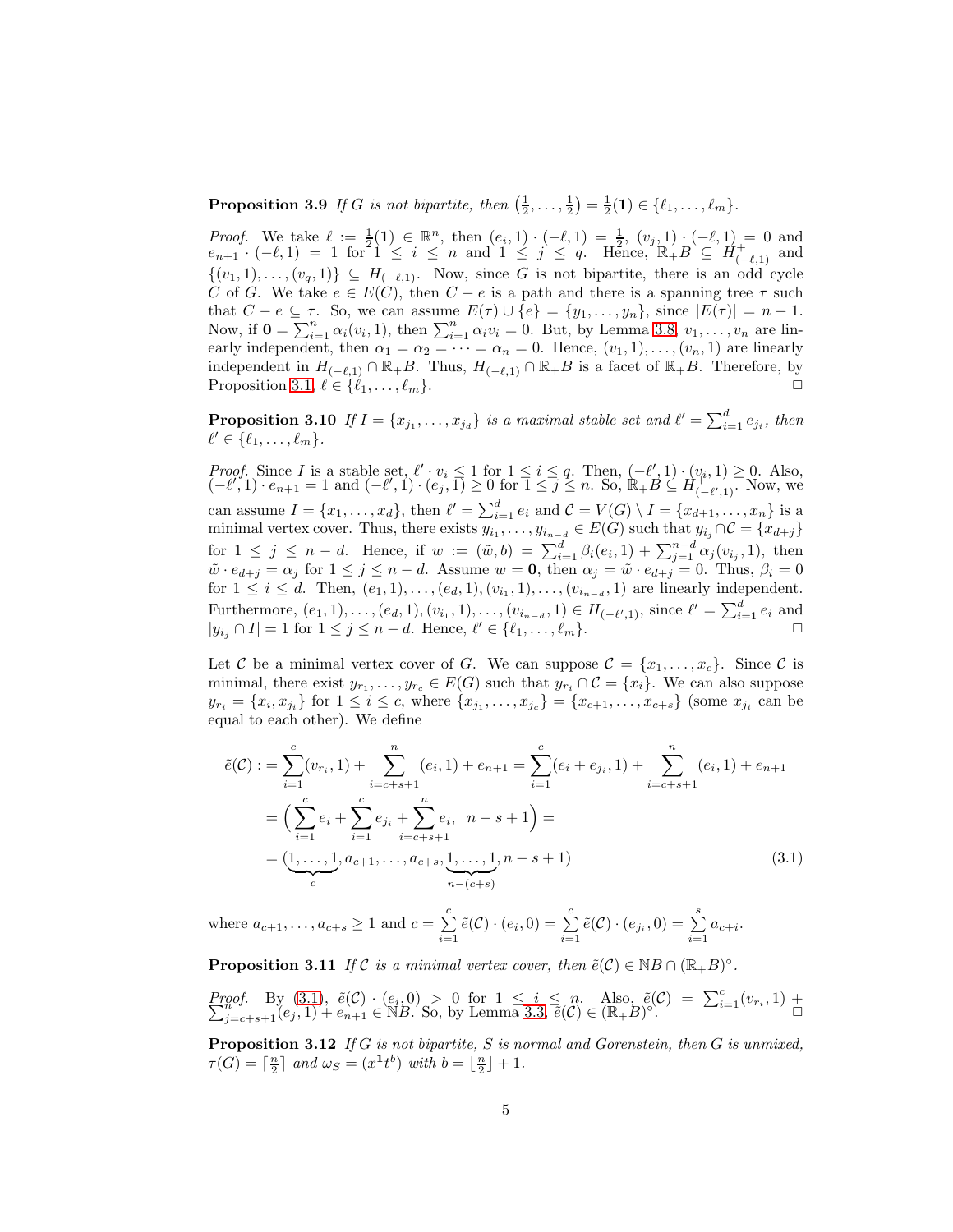**Proposition 3.9** *If $G$ is not bipartite, then $\left(\frac{1}{2},\ldots,\frac{1}{2}\right)=\frac{1}{2}(\mathbf{1})\in\{\ell_1,\ldots,\ell_m\}$.*

*Proof.* We take $\ell := \frac{1}{2}(\mathbf{1}) \in \mathbb{R}^n$, then $(e_i,1)\cdot(-\ell,1)=\frac{1}{2}$, $(v_j,1)\cdot(-\ell,1)=0$ and $e_{n+1}\cdot(-\ell,1)=1$ for $1\le i\le n$ and $1\le j\le q$. Hence, $\mathbb{R}_+B\subseteq H^+_{(-\ell,1)}$ and $\{(v_1,1),\ldots,(v_q,1)\}\subseteq H_{(-\ell,1)}$. Now, since $G$ is not bipartite, there is an odd cycle $C$ of $G$. We take $e\in E(C)$, then $C-e$ is a path and there is a spanning tree $\tau$ such that $C-e\subseteq\tau$. So, we can assume $E(\tau)\cup\{e\}=\{y_1,\ldots,y_n\}$, since $|E(\tau)|=n-1$. Now, if $\mathbf{0}=\sum_{i=1}^n\alpha_i(v_i,1)$, then $\sum_{i=1}^n\alpha_i v_i=0$. But, by Lemma 3.8, $v_1,\ldots,v_n$ are linearly independent, then $\alpha_1=\alpha_2=\cdots=\alpha_n=0$. Hence, $(v_1,1),\ldots,(v_n,1)$ are linearly independent in $H_{(-\ell,1)}\cap\mathbb{R}_+B$. Thus, $H_{(-\ell,1)}\cap\mathbb{R}_+B$ is a facet of $\mathbb{R}_+B$. Therefore, by Proposition 3.1, $\ell\in\{\ell_1,\ldots,\ell_m\}$. $\Box$

**Proposition 3.10** *If $I=\{x_{j_1},\ldots,x_{j_d}\}$ is a maximal stable set and $\ell'=\sum_{i=1}^d e_{j_i}$, then $\ell'\in\{\ell_1,\ldots,\ell_m\}$.*

*Proof.* Since $I$ is a stable set, $\ell'\cdot v_i\le 1$ for $1\le i\le q$. Then, $(-\ell',1)\cdot(v_i,1)\ge 0$. Also, $(-\ell',1)\cdot e_{n+1}=1$ and $(-\ell',1)\cdot(e_j,1)\ge 0$ for $1\le j\le n$. So, $\mathbb{R}_+B\subseteq H^+_{(-\ell',1)}$. Now, we can assume $I=\{x_1,\ldots,x_d\}$, then $\ell'=\sum_{i=1}^d e_i$ and $\mathcal{C}=V(G)\setminus I=\{x_{d+1},\ldots,x_n\}$ is a minimal vertex cover. Thus, there exists $y_{i_1},\ldots,y_{i_{n-d}}\in E(G)$ such that $y_{i_j}\cap\mathcal{C}=\{x_{d+j}\}$ for $1\le j\le n-d$. Hence, if $w:=(\tilde{w},b)=\sum_{i=1}^d\beta_i(e_i,1)+\sum_{j=1}^{n-d}\alpha_j(v_{i_j},1)$, then $\tilde{w}\cdot e_{d+j}=\alpha_j$ for $1\le j\le n-d$. Assume $w=\mathbf{0}$, then $\alpha_j=\tilde{w}\cdot e_{d+j}=0$. Thus, $\beta_i=0$ for $1\le i\le d$. Then, $(e_1,1),\ldots,(e_d,1),(v_{i_1},1),\ldots,(v_{i_{n-d}},1)$ are linearly independent. Furthermore, $(e_1,1),\ldots,(e_d,1),(v_{i_1},1),\ldots,(v_{i_{n-d}},1)\in H_{(-\ell',1)}$, since $\ell'=\sum_{i=1}^d e_i$ and $|y_{i_j}\cap I|=1$ for $1\le j\le n-d$. Hence, $\ell'\in\{\ell_1,\ldots,\ell_m\}$. $\Box$

Let $\mathcal{C}$ be a minimal vertex cover of $G$. We can suppose $\mathcal{C}=\{x_1,\ldots,x_c\}$. Since $\mathcal{C}$ is minimal, there exist $y_{r_1},\ldots,y_{r_c}\in E(G)$ such that $y_{r_i}\cap\mathcal{C}=\{x_i\}$. We can also suppose $y_{r_i}=\{x_i,x_{j_i}\}$ for $1\le i\le c$, where $\{x_{j_1},\ldots,x_{j_c}\}=\{x_{c+1},\ldots,x_{c+s}\}$ (some $x_{j_i}$ can be equal to each other). We define

$$
\begin{aligned}
\tilde{e}(\mathcal{C}) &:= \sum_{i=1}^c(v_{r_i},1)+\sum_{i=c+s+1}^n(e_i,1)+e_{n+1}=\sum_{i=1}^c(e_i+e_{j_i},1)+\sum_{i=c+s+1}^n(e_i,1)+e_{n+1}\\
&=\Big(\sum_{i=1}^c e_i+\sum_{i=1}^c e_{j_i}+\sum_{i=c+s+1}^n e_i,\ \ n-s+1\Big)=\\
&=(\underbrace{1,\ldots,1}_{c},a_{c+1},\ldots,a_{c+s},\underbrace{1,\ldots,1}_{n-(c+s)},n-s+1)
\end{aligned}
\tag{3.1}
$$

where $a_{c+1},\ldots,a_{c+s}\ge 1$ and $c=\sum_{i=1}^c\tilde{e}(\mathcal{C})\cdot(e_i,0)=\sum_{i=1}^c\tilde{e}(\mathcal{C})\cdot(e_{j_i},0)=\sum_{i=1}^s a_{c+i}$.

**Proposition 3.11** *If $\mathcal{C}$ is a minimal vertex cover, then $\tilde{e}(\mathcal{C})\in\mathbb{N}B\cap(\mathbb{R}_+B)^\circ$.*

*Proof.* By (3.1), $\tilde{e}(\mathcal{C})\cdot(e_i,0)>0$ for $1\le i\le n$. Also, $\tilde{e}(\mathcal{C})=\sum_{i=1}^c(v_{r_i},1)+\sum_{j=c+s+1}^n(e_j,1)+e_{n+1}\in\mathbb{N}B$. So, by Lemma 3.3, $\tilde{e}(\mathcal{C})\in(\mathbb{R}_+B)^\circ$. $\Box$

**Proposition 3.12** *If $G$ is not bipartite, $S$ is normal and Gorenstein, then $G$ is unmixed, $\tau(G)=\lceil\frac{n}{2}\rceil$ and $\omega_S=(x^{\mathbf{1}}t^b)$ with $b=\lfloor\frac{n}{2}\rfloor+1$.*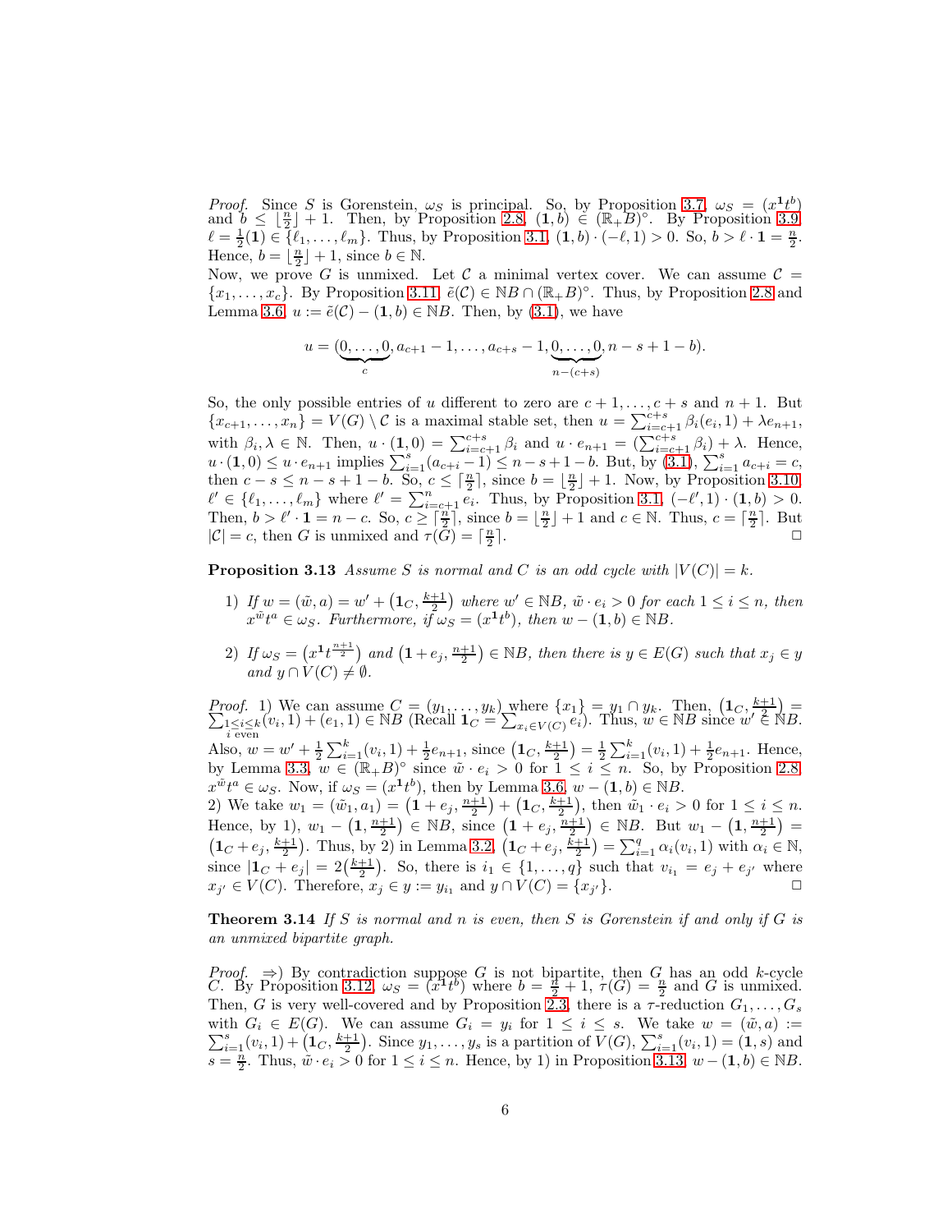*Proof.* Since $S$ is Gorenstein, $\omega_S$ is principal. So, by Proposition 3.7, $\omega_S = (x^{\mathbf{1}}t^b)$ and $b \leq \lfloor \frac{n}{2} \rfloor + 1$. Then, by Proposition 2.8, $(\mathbf{1}, b) \in (\mathbb{R}_+B)^\circ$. By Proposition 3.9 $\ell = \frac{1}{2}(\mathbf{1}) \in \{\ell_1, \ldots, \ell_m\}$. Thus, by Proposition 3.1, $(\mathbf{1}, b) \cdot (-\ell, 1) > 0$. So, $b > \ell \cdot \mathbf{1} = \frac{n}{2}$. Hence, $b = \lfloor \frac{n}{2} \rfloor + 1$, since $b \in \mathbb{N}$.

Now, we prove $G$ is unmixed. Let $\mathcal{C}$ a minimal vertex cover. We can assume $\mathcal{C} = \{x_1, \ldots, x_c\}$. By Proposition 3.11, $\tilde{e}(\mathcal{C}) \in \mathbb{N}B \cap (\mathbb{R}_+B)^\circ$. Thus, by Proposition 2.8 and Lemma 3.6, $u := \tilde{e}(\mathcal{C}) - (\mathbf{1}, b) \in \mathbb{N}B$. Then, by (3.1), we have

$$u = (\underbrace{0, \ldots, 0}_{c}, a_{c+1} - 1, \ldots, a_{c+s} - 1, \underbrace{0, \ldots, 0}_{n-(c+s)}, n - s + 1 - b).$$

So, the only possible entries of $u$ different to zero are $c+1, \ldots, c+s$ and $n+1$. But $\{x_{c+1}, \ldots, x_n\} = V(G) \setminus \mathcal{C}$ is a maximal stable set, then $u = \sum_{i=c+1}^{c+s} \beta_i(e_i, 1) + \lambda e_{n+1}$, with $\beta_i, \lambda \in \mathbb{N}$. Then, $u \cdot (\mathbf{1}, 0) = \sum_{i=c+1}^{c+s} \beta_i$ and $u \cdot e_{n+1} = (\sum_{i=c+1}^{c+s} \beta_i) + \lambda$. Hence, $u \cdot (\mathbf{1}, 0) \leq u \cdot e_{n+1}$ implies $\sum_{i=1}^{s}(a_{c+i} - 1) \leq n - s + 1 - b$. But, by (3.1), $\sum_{i=1}^{s} a_{c+i} = c$, then $c - s \leq n - s + 1 - b$. So, $c \leq \lceil \frac{n}{2} \rceil$, since $b = \lfloor \frac{n}{2} \rfloor + 1$. Now, by Proposition 3.10, $\ell' \in \{\ell_1, \ldots, \ell_m\}$ where $\ell' = \sum_{i=c+1}^{n} e_i$. Thus, by Proposition 3.1, $(-\ell', 1) \cdot (\mathbf{1}, b) > 0$. Then, $b > \ell' \cdot \mathbf{1} = n - c$. So, $c \geq \lceil \frac{n}{2} \rceil$, since $b = \lfloor \frac{n}{2} \rfloor + 1$ and $c \in \mathbb{N}$. Thus, $c = \lceil \frac{n}{2} \rceil$. But $|\mathcal{C}| = c$, then $G$ is unmixed and $\tau(G) = \lceil \frac{n}{2} \rceil$. $\square$

**Proposition 3.13** *Assume $S$ is normal and $C$ is an odd cycle with $|V(C)| = k$.*

1) *If $w = (\tilde{w}, a) = w' + \left(\mathbf{1}_C, \frac{k+1}{2}\right)$ where $w' \in \mathbb{N}B$, $\tilde{w} \cdot e_i > 0$ for each $1 \leq i \leq n$, then $x^{\tilde{w}}t^a \in \omega_S$. Furthermore, if $\omega_S = (x^{\mathbf{1}}t^b)$, then $w - (\mathbf{1}, b) \in \mathbb{N}B$.*

2) *If $\omega_S = \left(x^{\mathbf{1}}t^{\frac{n+1}{2}}\right)$ and $\left(\mathbf{1} + e_j, \frac{n+1}{2}\right) \in \mathbb{N}B$, then there is $y \in E(G)$ such that $x_j \in y$ and $y \cap V(C) \neq \emptyset$.*

*Proof.* 1) We can assume $C = (y_1, \ldots, y_k)$ where $\{x_1\} = y_1 \cap y_k$. Then, $\left(\mathbf{1}_C, \frac{k+1}{2}\right) = \sum_{\substack{1 \leq i \leq k \\ i \text{ even}}} (v_i, 1) + (e_1, 1) \in \mathbb{N}B$ (Recall $\mathbf{1}_C = \sum_{x_i \in V(C)} e_i$). Thus, $w \in \mathbb{N}B$ since $w' \in \mathbb{N}B$. Also, $w = w' + \frac{1}{2}\sum_{i=1}^{k}(v_i, 1) + \frac{1}{2}e_{n+1}$, since $\left(\mathbf{1}_C, \frac{k+1}{2}\right) = \frac{1}{2}\sum_{i=1}^{k}(v_i, 1) + \frac{1}{2}e_{n+1}$. Hence, by Lemma 3.3, $w \in (\mathbb{R}_+B)^\circ$ since $\tilde{w} \cdot e_i > 0$ for $1 \leq i \leq n$. So, by Proposition 2.8, $x^{\tilde{w}}t^a \in \omega_S$. Now, if $\omega_S = (x^{\mathbf{1}}t^b)$, then by Lemma 3.6, $w - (\mathbf{1}, b) \in \mathbb{N}B$.

2) We take $w_1 = (\tilde{w}_1, a_1) = \left(\mathbf{1} + e_j, \frac{n+1}{2}\right) + \left(\mathbf{1}_C, \frac{k+1}{2}\right)$, then $\tilde{w}_1 \cdot e_i > 0$ for $1 \leq i \leq n$. Hence, by 1), $w_1 - \left(\mathbf{1}, \frac{n+1}{2}\right) \in \mathbb{N}B$, since $\left(\mathbf{1} + e_j, \frac{n+1}{2}\right) \in \mathbb{N}B$. But $w_1 - \left(\mathbf{1}, \frac{n+1}{2}\right) = \left(\mathbf{1}_C + e_j, \frac{k+1}{2}\right)$. Thus, by 2) in Lemma 3.2, $\left(\mathbf{1}_C + e_j, \frac{k+1}{2}\right) = \sum_{i=1}^{q} \alpha_i(v_i, 1)$ with $\alpha_i \in \mathbb{N}$, since $|\mathbf{1}_C + e_j| = 2\left(\frac{k+1}{2}\right)$. So, there is $i_1 \in \{1, \ldots, q\}$ such that $v_{i_1} = e_j + e_{j'}$ where $x_{j'} \in V(C)$. Therefore, $x_j \in y := y_{i_1}$ and $y \cap V(C) = \{x_{j'}\}$. $\square$

**Theorem 3.14** *If $S$ is normal and $n$ is even, then $S$ is Gorenstein if and only if $G$ is an unmixed bipartite graph.*

*Proof.* $\Rightarrow$) By contradiction suppose $G$ is not bipartite, then $G$ has an odd $k$-cycle $C$. By Proposition 3.12, $\omega_S = (x^{\mathbf{1}}t^b)$ where $b = \frac{n}{2} + 1$, $\tau(G) = \frac{n}{2}$ and $G$ is unmixed. Then, $G$ is very well-covered and by Proposition 2.3, there is a $\tau$-reduction $G_1, \ldots, G_s$ with $G_i \in E(G)$. We can assume $G_i = y_i$ for $1 \leq i \leq s$. We take $w = (\tilde{w}, a) := \sum_{i=1}^{s}(v_i, 1) + \left(\mathbf{1}_C, \frac{k+1}{2}\right)$. Since $y_1, \ldots, y_s$ is a partition of $V(G)$, $\sum_{i=1}^{s}(v_i, 1) = (\mathbf{1}, s)$ and $s = \frac{n}{2}$. Thus, $\tilde{w} \cdot e_i > 0$ for $1 \leq i \leq n$. Hence, by 1) in Proposition 3.13, $w - (\mathbf{1}, b) \in \mathbb{N}B$.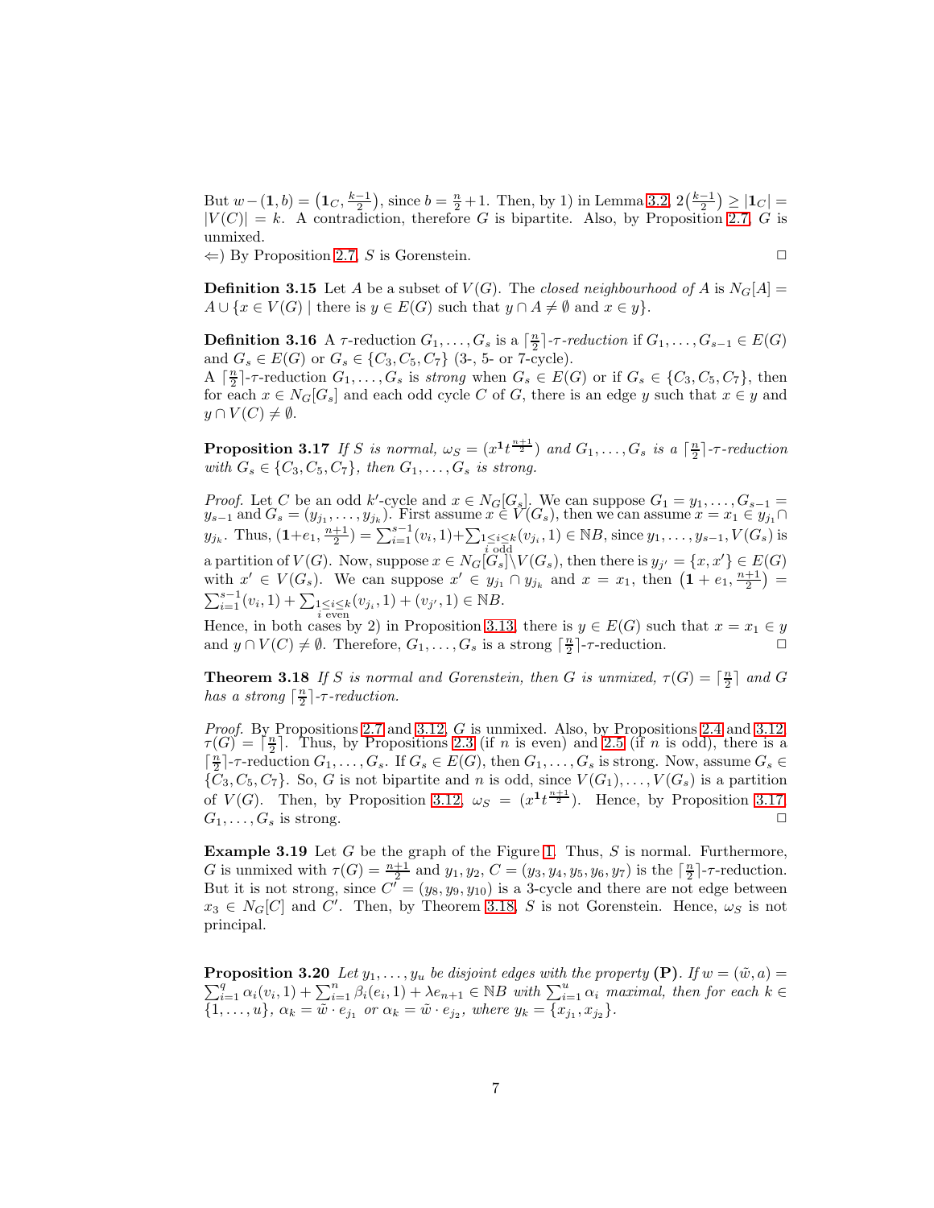But $w-(\mathbf{1},b)=\left(\mathbf{1}_C,\frac{k-1}{2}\right)$, since $b=\frac{n}{2}+1$. Then, by 1) in Lemma 3.2, $2\left(\frac{k-1}{2}\right)\geq|\mathbf{1}_C|=|V(C)|=k$. A contradiction, therefore $G$ is bipartite. Also, by Proposition 2.7, $G$ is unmixed.

$\Leftarrow$) By Proposition 2.7, $S$ is Gorenstein. □

**Definition 3.15** Let $A$ be a subset of $V(G)$. The *closed neighbourhood of* $A$ is $N_G[A]=A\cup\{x\in V(G)\mid \text{there is } y\in E(G) \text{ such that } y\cap A\neq\emptyset \text{ and } x\in y\}$.

**Definition 3.16** A $\tau$-reduction $G_1,\ldots,G_s$ is a $\lceil\frac{n}{2}\rceil$-*$\tau$-reduction* if $G_1,\ldots,G_{s-1}\in E(G)$ and $G_s\in E(G)$ or $G_s\in\{C_3,C_5,C_7\}$ (3-, 5- or 7-cycle).
A $\lceil\frac{n}{2}\rceil$-$\tau$-reduction $G_1,\ldots,G_s$ is *strong* when $G_s\in E(G)$ or if $G_s\in\{C_3,C_5,C_7\}$, then for each $x\in N_G[G_s]$ and each odd cycle $C$ of $G$, there is an edge $y$ such that $x\in y$ and $y\cap V(C)\neq\emptyset$.

**Proposition 3.17** *If $S$ is normal, $\omega_S=(x^{\mathbf{1}}t^{\frac{n+1}{2}})$ and $G_1,\ldots,G_s$ is a $\lceil\frac{n}{2}\rceil$-$\tau$-reduction with $G_s\in\{C_3,C_5,C_7\}$, then $G_1,\ldots,G_s$ is strong.*

*Proof.* Let $C$ be an odd $k'$-cycle and $x\in N_G[G_s]$. We can suppose $G_1=y_1,\ldots,G_{s-1}=y_{s-1}$ and $G_s=(y_{j_1},\ldots,y_{j_k})$. First assume $x\in V(G_s)$, then we can assume $x=x_1\in y_{j_1}\cap y_{j_k}$. Thus, $(\mathbf{1}+e_1,\frac{n+1}{2})=\sum_{i=1}^{s-1}(v_i,1)+\sum_{\substack{1\leq i\leq k\\ i \text{ odd}}}(v_{j_i},1)\in\mathbb{N}B$, since $y_1,\ldots,y_{s-1},V(G_s)$ is a partition of $V(G)$. Now, suppose $x\in N_G[G_s]\setminus V(G_s)$, then there is $y_{j'}=\{x,x'\}\in E(G)$ with $x'\in V(G_s)$. We can suppose $x'\in y_{j_1}\cap y_{j_k}$ and $x=x_1$, then $\left(\mathbf{1}+e_1,\frac{n+1}{2}\right)=\sum_{i=1}^{s-1}(v_i,1)+\sum_{\substack{1\leq i\leq k\\ i \text{ even}}}(v_{j_i},1)+(v_{j'},1)\in\mathbb{N}B$.
Hence, in both cases by 2) in Proposition 3.13, there is $y\in E(G)$ such that $x=x_1\in y$ and $y\cap V(C)\neq\emptyset$. Therefore, $G_1,\ldots,G_s$ is a strong $\lceil\frac{n}{2}\rceil$-$\tau$-reduction. □

**Theorem 3.18** *If $S$ is normal and Gorenstein, then $G$ is unmixed, $\tau(G)=\lceil\frac{n}{2}\rceil$ and $G$ has a strong $\lceil\frac{n}{2}\rceil$-$\tau$-reduction.*

*Proof.* By Propositions 2.7 and 3.12, $G$ is unmixed. Also, by Propositions 2.4 and 3.12, $\tau(G)=\lceil\frac{n}{2}\rceil$. Thus, by Propositions 2.3 (if $n$ is even) and 2.5 (if $n$ is odd), there is a $\lceil\frac{n}{2}\rceil$-$\tau$-reduction $G_1,\ldots,G_s$. If $G_s\in E(G)$, then $G_1,\ldots,G_s$ is strong. Now, assume $G_s\in\{C_3,C_5,C_7\}$. So, $G$ is not bipartite and $n$ is odd, since $V(G_1),\ldots,V(G_s)$ is a partition of $V(G)$. Then, by Proposition 3.12, $\omega_S=(x^{\mathbf{1}}t^{\frac{n+1}{2}})$. Hence, by Proposition 3.17, $G_1,\ldots,G_s$ is strong. □

**Example 3.19** Let $G$ be the graph of the Figure 1. Thus, $S$ is normal. Furthermore, $G$ is unmixed with $\tau(G)=\frac{n+1}{2}$ and $y_1,y_2,C=(y_3,y_4,y_5,y_6,y_7)$ is the $\lceil\frac{n}{2}\rceil$-$\tau$-reduction. But it is not strong, since $C'=(y_8,y_9,y_{10})$ is a 3-cycle and there are not edge between $x_3\in N_G[C]$ and $C'$. Then, by Theorem 3.18, $S$ is not Gorenstein. Hence, $\omega_S$ is not principal.

**Proposition 3.20** *Let $y_1,\ldots,y_u$ be disjoint edges with the property* **(P)**. *If $w=(\tilde{w},a)=\sum_{i=1}^{q}\alpha_i(v_i,1)+\sum_{i=1}^{n}\beta_i(e_i,1)+\lambda e_{n+1}\in\mathbb{N}B$ with $\sum_{i=1}^{u}\alpha_i$ maximal, then for each $k\in\{1,\ldots,u\}$, $\alpha_k=\tilde{w}\cdot e_{j_1}$ or $\alpha_k=\tilde{w}\cdot e_{j_2}$, where $y_k=\{x_{j_1},x_{j_2}\}$.*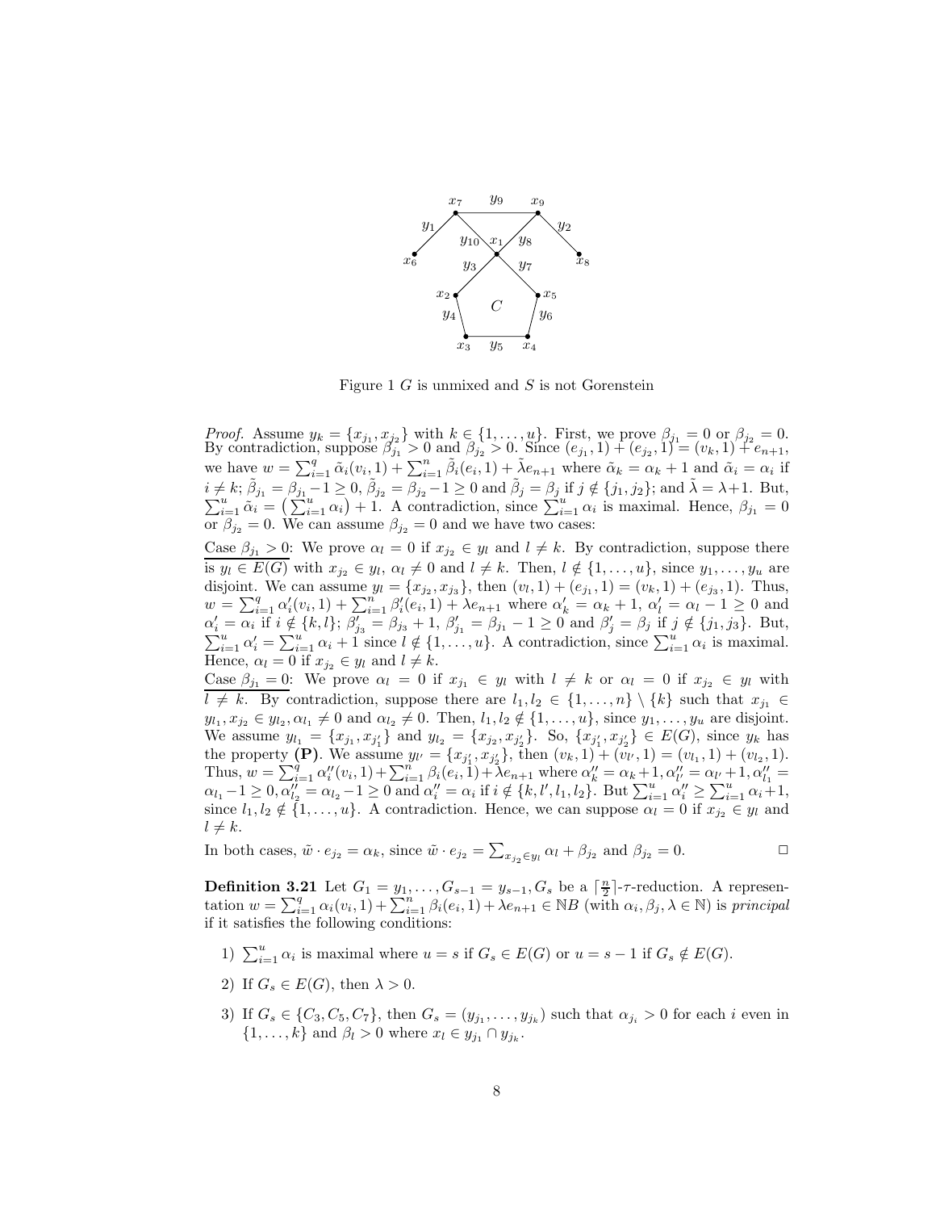Figure 1 $G$ is unmixed and $S$ is not Gorenstein

*Proof.* Assume $y_k = \{x_{j_1}, x_{j_2}\}$ with $k \in \{1,\dots,u\}$. First, we prove $\beta_{j_1} = 0$ or $\beta_{j_2} = 0$. By contradiction, suppose $\beta_{j_1} > 0$ and $\beta_{j_2} > 0$. Since $(e_{j_1}, 1) + (e_{j_2}, 1) = (v_k, 1) + e_{n+1}$, we have $w = \sum_{i=1}^{q} \tilde{\alpha}_i (v_i, 1) + \sum_{i=1}^{n} \tilde{\beta}_i (e_i, 1) + \tilde{\lambda} e_{n+1}$ where $\tilde{\alpha}_k = \alpha_k + 1$ and $\tilde{\alpha}_i = \alpha_i$ if $i \neq k$; $\tilde{\beta}_{j_1} = \beta_{j_1} - 1 \geq 0$, $\tilde{\beta}_{j_2} = \beta_{j_2} - 1 \geq 0$ and $\tilde{\beta}_j = \beta_j$ if $j \notin \{j_1, j_2\}$; and $\tilde{\lambda} = \lambda + 1$. But, $\sum_{i=1}^{u} \tilde{\alpha}_i = \left(\sum_{i=1}^{u} \alpha_i\right) + 1$. A contradiction, since $\sum_{i=1}^{u} \alpha_i$ is maximal. Hence, $\beta_{j_1} = 0$ or $\beta_{j_2} = 0$. We can assume $\beta_{j_2} = 0$ and we have two cases:

<u>Case $\beta_{j_1} > 0$</u>: We prove $\alpha_l = 0$ if $x_{j_2} \in y_l$ and $l \neq k$. By contradiction, suppose there is $y_l \in E(G)$ with $x_{j_2} \in y_l$, $\alpha_l \neq 0$ and $l \neq k$. Then, $l \notin \{1,\dots,u\}$, since $y_1, \dots, y_u$ are disjoint. We can assume $y_l = \{x_{j_2}, x_{j_3}\}$, then $(v_l, 1) + (e_{j_1}, 1) = (v_k, 1) + (e_{j_3}, 1)$. Thus, $w = \sum_{i=1}^{q} \alpha_i' (v_i, 1) + \sum_{i=1}^{n} \beta_i' (e_i, 1) + \lambda e_{n+1}$ where $\alpha_k' = \alpha_k + 1$, $\alpha_l' = \alpha_l - 1 \geq 0$ and $\alpha_i' = \alpha_i$ if $i \notin \{k, l\}$; $\beta_{j_3}' = \beta_{j_3} + 1$, $\beta_{j_1}' = \beta_{j_1} - 1 \geq 0$ and $\beta_j' = \beta_j$ if $j \notin \{j_1, j_3\}$. But, $\sum_{i=1}^{u} \alpha_i' = \sum_{i=1}^{u} \alpha_i + 1$ since $l \notin \{1,\dots,u\}$. A contradiction, since $\sum_{i=1}^{u} \alpha_i$ is maximal. Hence, $\alpha_l = 0$ if $x_{j_2} \in y_l$ and $l \neq k$.

<u>Case $\beta_{j_1} = 0$</u>: We prove $\alpha_l = 0$ if $x_{j_1} \in y_l$ with $l \neq k$ or $\alpha_l = 0$ if $x_{j_2} \in y_l$ with $l \neq k$. By contradiction, suppose there are $l_1, l_2 \in \{1,\dots,n\} \setminus \{k\}$ such that $x_{j_1} \in y_{l_1}, x_{j_2} \in y_{l_2}, \alpha_{l_1} \neq 0$ and $\alpha_{l_2} \neq 0$. Then, $l_1, l_2 \notin \{1,\dots,u\}$, since $y_1, \dots, y_u$ are disjoint. We assume $y_{l_1} = \{x_{j_1}, x_{j_1'}\}$ and $y_{l_2} = \{x_{j_2}, x_{j_2'}\}$. So, $\{x_{j_1'}, x_{j_2'}\} \in E(G)$, since $y_k$ has the property **(P)**. We assume $y_{l'} = \{x_{j_1'}, x_{j_2'}\}$, then $(v_k, 1) + (v_{l'}, 1) = (v_{l_1}, 1) + (v_{l_2}, 1)$. Thus, $w = \sum_{i=1}^{q} \alpha_i'' (v_i, 1) + \sum_{i=1}^{n} \beta_i (e_i, 1) + \lambda e_{n+1}$ where $\alpha_k'' = \alpha_k + 1$, $\alpha_{l'}'' = \alpha_{l'} + 1$, $\alpha_{l_1}'' = \alpha_{l_1} - 1 \geq 0$, $\alpha_{l_2}'' = \alpha_{l_2} - 1 \geq 0$ and $\alpha_i'' = \alpha_i$ if $i \notin \{k, l', l_1, l_2\}$. But $\sum_{i=1}^{u} \alpha_i'' \geq \sum_{i=1}^{u} \alpha_i + 1$, since $l_1, l_2 \notin \{1,\dots,u\}$. A contradiction. Hence, we can suppose $\alpha_l = 0$ if $x_{j_2} \in y_l$ and $l \neq k$.

In both cases, $\tilde{w} \cdot e_{j_2} = \alpha_k$, since $\tilde{w} \cdot e_{j_2} = \sum_{x_{j_2} \in y_l} \alpha_l + \beta_{j_2}$ and $\beta_{j_2} = 0$. $\square$

**Definition 3.21** Let $G_1 = y_1, \dots, G_{s-1} = y_{s-1}, G_s$ be a $\lceil \frac{n}{2} \rceil$-$\tau$-reduction. A representation $w = \sum_{i=1}^{q} \alpha_i (v_i, 1) + \sum_{i=1}^{n} \beta_i (e_i, 1) + \lambda e_{n+1} \in \mathbb{N}B$ (with $\alpha_i, \beta_j, \lambda \in \mathbb{N}$) is *principal* if it satisfies the following conditions:

1) $\sum_{i=1}^{u} \alpha_i$ is maximal where $u = s$ if $G_s \in E(G)$ or $u = s - 1$ if $G_s \notin E(G)$.
2) If $G_s \in E(G)$, then $\lambda > 0$.
3) If $G_s \in \{C_3, C_5, C_7\}$, then $G_s = (y_{j_1}, \dots, y_{j_k})$ such that $\alpha_{j_i} > 0$ for each $i$ even in $\{1, \dots, k\}$ and $\beta_l > 0$ where $x_l \in y_{j_1} \cap y_{j_k}$.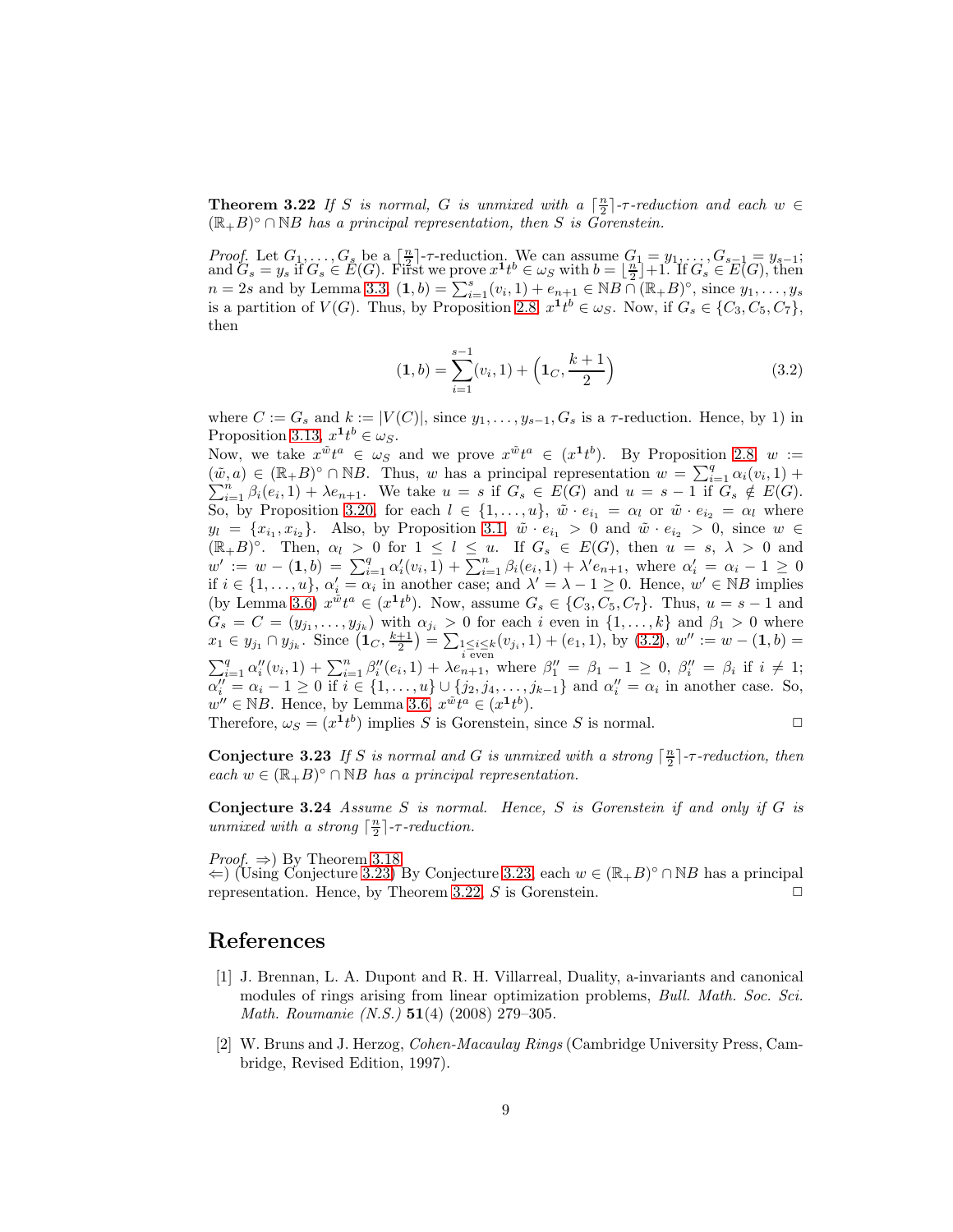**Theorem 3.22** *If $S$ is normal, $G$ is unmixed with a $\lceil \frac{n}{2} \rceil$-$\tau$-reduction and each $w \in (\mathbb{R}_+B)^\circ \cap \mathbb{N}B$ has a principal representation, then $S$ is Gorenstein.*

*Proof.* Let $G_1, \ldots, G_s$ be a $\lceil \frac{n}{2} \rceil$-$\tau$-reduction. We can assume $G_1 = y_1, \ldots, G_{s-1} = y_{s-1}$; and $G_s = y_s$ if $G_s \in E(G)$. First we prove $x^{\mathbf{1}}t^b \in \omega_S$ with $b = \lfloor \frac{n}{2} \rfloor + 1$. If $G_s \in E(G)$, then $n = 2s$ and by Lemma 3.3, $(\mathbf{1}, b) = \sum_{i=1}^{s}(v_i, 1) + e_{n+1} \in \mathbb{N}B \cap (\mathbb{R}_+B)^\circ$, since $y_1, \ldots, y_s$ is a partition of $V(G)$. Thus, by Proposition 2.8, $x^{\mathbf{1}}t^b \in \omega_S$. Now, if $G_s \in \{C_3, C_5, C_7\}$, then

$$(\mathbf{1}, b) = \sum_{i=1}^{s-1}(v_i, 1) + \Big(\mathbf{1}_C, \frac{k+1}{2}\Big) \tag{3.2}$$

where $C := G_s$ and $k := |V(C)|$, since $y_1, \ldots, y_{s-1}, G_s$ is a $\tau$-reduction. Hence, by 1) in Proposition 3.13, $x^{\mathbf{1}}t^b \in \omega_S$.

Now, we take $x^{\tilde{w}}t^a \in \omega_S$ and we prove $x^{\tilde{w}}t^a \in (x^{\mathbf{1}}t^b)$. By Proposition 2.8, $w := (\tilde{w}, a) \in (\mathbb{R}_+B)^\circ \cap \mathbb{N}B$. Thus, $w$ has a principal representation $w = \sum_{i=1}^{q} \alpha_i(v_i, 1) + \sum_{i=1}^{n} \beta_i(e_i, 1) + \lambda e_{n+1}$. We take $u = s$ if $G_s \in E(G)$ and $u = s-1$ if $G_s \notin E(G)$. So, by Proposition 3.20, for each $l \in \{1, \ldots, u\}$, $\tilde{w} \cdot e_{i_1} = \alpha_l$ or $\tilde{w} \cdot e_{i_2} = \alpha_l$ where $y_l = \{x_{i_1}, x_{i_2}\}$. Also, by Proposition 3.1, $\tilde{w} \cdot e_{i_1} > 0$ and $\tilde{w} \cdot e_{i_2} > 0$, since $w \in (\mathbb{R}_+B)^\circ$. Then, $\alpha_l > 0$ for $1 \leq l \leq u$. If $G_s \in E(G)$, then $u = s$, $\lambda > 0$ and $w' := w - (\mathbf{1}, b) = \sum_{i=1}^{q} \alpha_i'(v_i, 1) + \sum_{i=1}^{n} \beta_i(e_i, 1) + \lambda' e_{n+1}$, where $\alpha_i' = \alpha_i - 1 \geq 0$ if $i \in \{1, \ldots, u\}$, $\alpha_i' = \alpha_i$ in another case; and $\lambda' = \lambda - 1 \geq 0$. Hence, $w' \in \mathbb{N}B$ implies (by Lemma 3.6) $x^{\tilde{w}}t^a \in (x^{\mathbf{1}}t^b)$. Now, assume $G_s \in \{C_3, C_5, C_7\}$. Thus, $u = s-1$ and $G_s = C = (y_{j_1}, \ldots, y_{j_k})$ with $\alpha_{j_i} > 0$ for each $i$ even in $\{1, \ldots, k\}$ and $\beta_1 > 0$ where $x_1 \in y_{j_1} \cap y_{j_k}$. Since $\big(\mathbf{1}_C, \frac{k+1}{2}\big) = \sum_{\substack{1 \leq i \leq k \\ i \text{ even}}}(v_{j_i}, 1) + (e_1, 1)$, by (3.2), $w'' := w - (\mathbf{1}, b) = \sum_{i=1}^{q} \alpha_i''(v_i, 1) + \sum_{i=1}^{n} \beta_i''(e_i, 1) + \lambda e_{n+1}$, where $\beta_1'' = \beta_1 - 1 \geq 0$, $\beta_i'' = \beta_i$ if $i \neq 1$; $\alpha_i'' = \alpha_i - 1 \geq 0$ if $i \in \{1, \ldots, u\} \cup \{j_2, j_4, \ldots, j_{k-1}\}$ and $\alpha_i'' = \alpha_i$ in another case. So, $w'' \in \mathbb{N}B$. Hence, by Lemma 3.6, $x^{\tilde{w}}t^a \in (x^{\mathbf{1}}t^b)$.

Therefore, $\omega_S = (x^{\mathbf{1}}t^b)$ implies $S$ is Gorenstein, since $S$ is normal. $\Box$

**Conjecture 3.23** *If $S$ is normal and $G$ is unmixed with a strong $\lceil \frac{n}{2} \rceil$-$\tau$-reduction, then each $w \in (\mathbb{R}_+B)^\circ \cap \mathbb{N}B$ has a principal representation.*

**Conjecture 3.24** *Assume $S$ is normal. Hence, $S$ is Gorenstein if and only if $G$ is unmixed with a strong $\lceil \frac{n}{2} \rceil$-$\tau$-reduction.*

*Proof.* $\Rightarrow$) By Theorem 3.18.
$\Leftarrow$) (Using Conjecture 3.23) By Conjecture 3.23, each $w \in (\mathbb{R}_+B)^\circ \cap \mathbb{N}B$ has a principal representation. Hence, by Theorem 3.22, $S$ is Gorenstein. $\Box$

## References

[1] J. Brennan, L. A. Dupont and R. H. Villarreal, Duality, a-invariants and canonical modules of rings arising from linear optimization problems, *Bull. Math. Soc. Sci. Math. Roumanie (N.S.)* **51**(4) (2008) 279–305.

[2] W. Bruns and J. Herzog, *Cohen-Macaulay Rings* (Cambridge University Press, Cambridge, Revised Edition, 1997).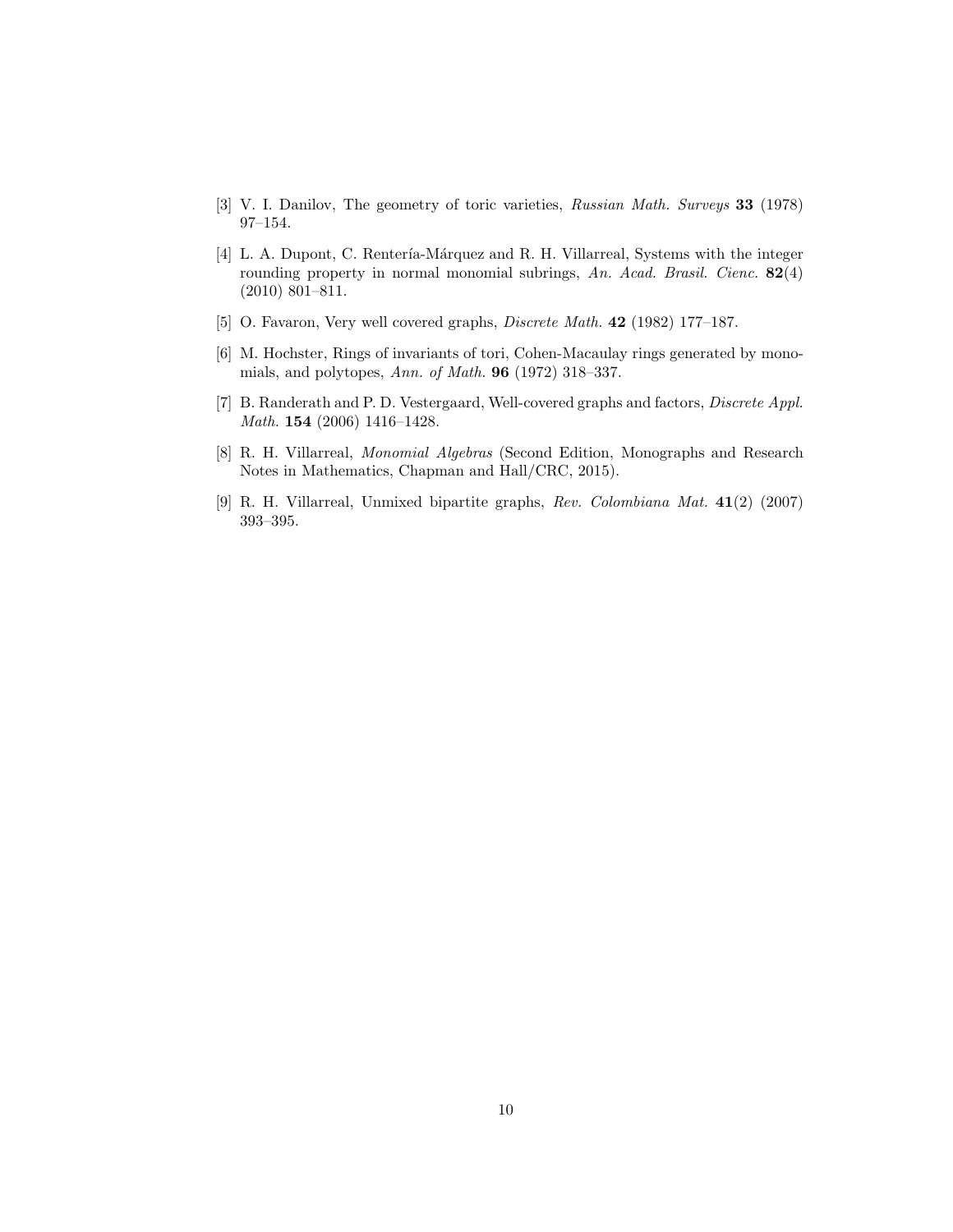[3] V. I. Danilov, The geometry of toric varieties, *Russian Math. Surveys* **33** (1978) 97–154.

[4] L. A. Dupont, C. Rentería-Márquez and R. H. Villarreal, Systems with the integer rounding property in normal monomial subrings, *An. Acad. Brasil. Cienc.* **82**(4) (2010) 801–811.

[5] O. Favaron, Very well covered graphs, *Discrete Math.* **42** (1982) 177–187.

[6] M. Hochster, Rings of invariants of tori, Cohen-Macaulay rings generated by monomials, and polytopes, *Ann. of Math.* **96** (1972) 318–337.

[7] B. Randerath and P. D. Vestergaard, Well-covered graphs and factors, *Discrete Appl. Math.* **154** (2006) 1416–1428.

[8] R. H. Villarreal, *Monomial Algebras* (Second Edition, Monographs and Research Notes in Mathematics, Chapman and Hall/CRC, 2015).

[9] R. H. Villarreal, Unmixed bipartite graphs, *Rev. Colombiana Mat.* **41**(2) (2007) 393–395.